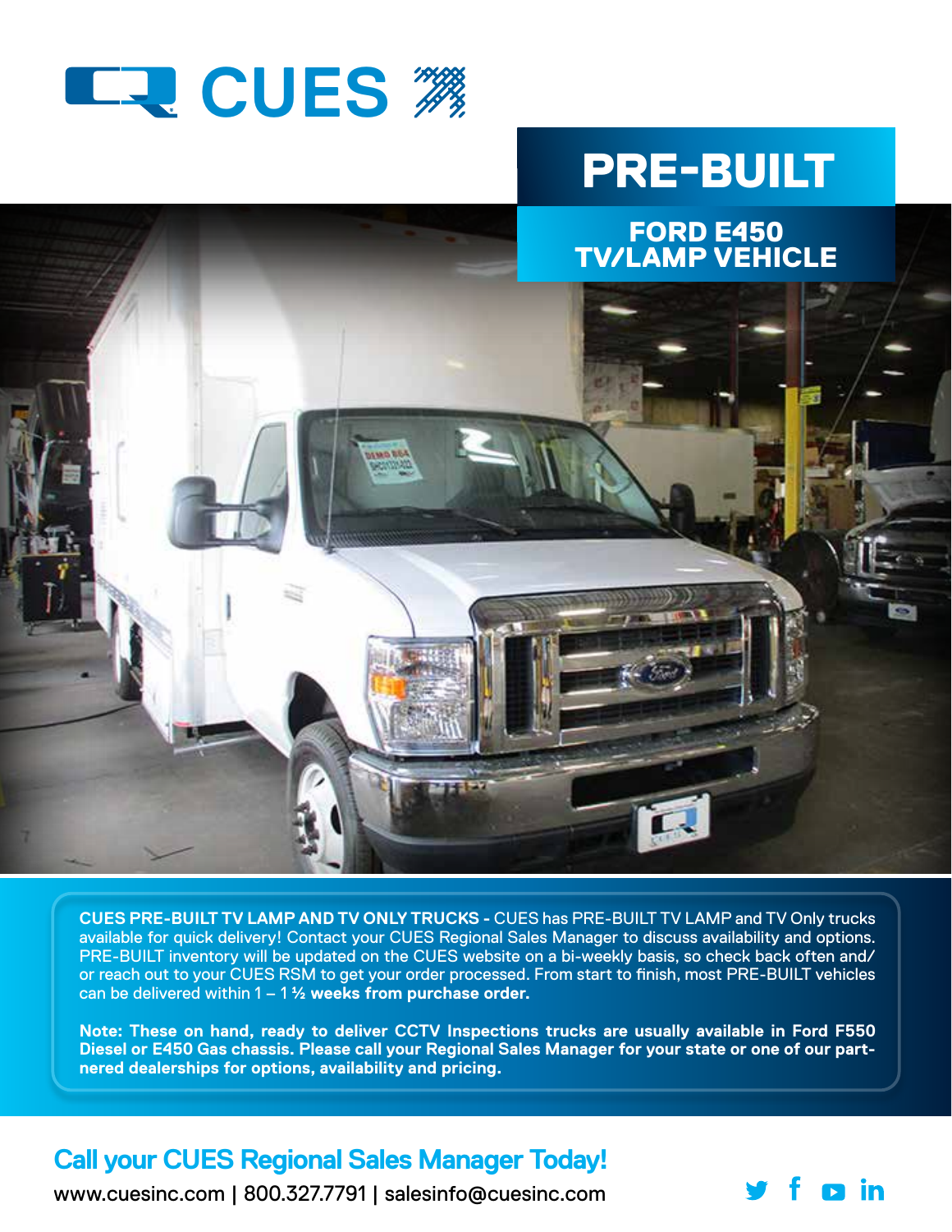# CUES

## PRE-BUILT

### FORD E450 TV/LAMP VEHICLE

**CUES PRE-BUILT TV LAMP AND TV ONLY TRUCKS -** CUES has PRE-BUILT TV LAMP and TV Only trucks available for quick delivery! Contact your CUES Regional Sales Manager to discuss availability and options. PRE-BUILT inventory will be updated on the CUES website on a bi-weekly basis, so check back often and/or reach out to your CUES RSM to get your order processed. From start to finish, most PRE-BUILT vehicles can be delivered within 1 – 1 ½ **weeks from purchase order.**

**Note: These on hand, ready to deliver CCTV Inspections trucks are usually available in Ford F550 Diesel or E450 Gas chassis. Please call your Regional Sales Manager for your state or one of our partnered dealerships for options, availability and pricing.**

## Call your CUES Regional Sales Manager Today!

www.cuesinc.com | 800.327.7791 | salesinfo@cuesinc.com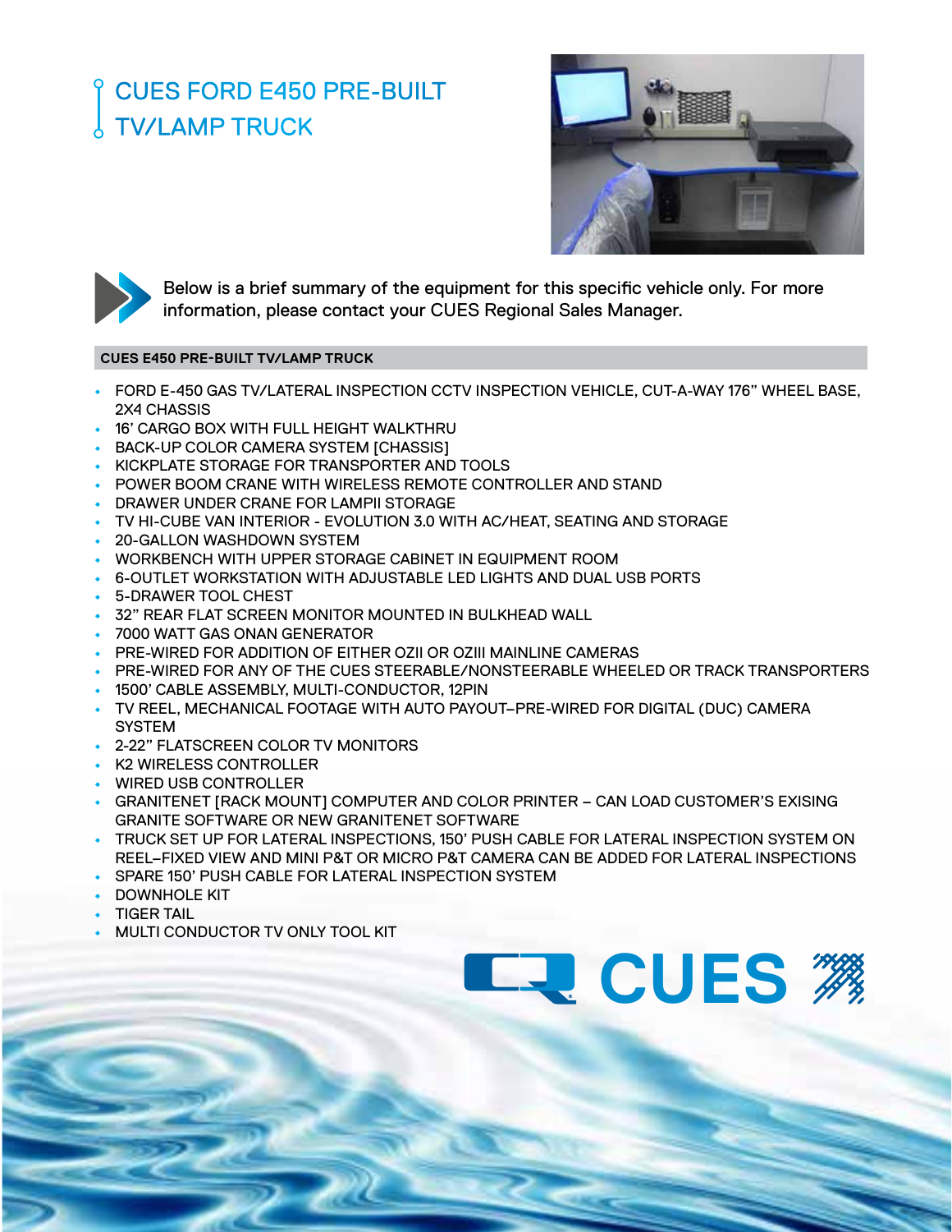# CUES FORD E450 PRE-BUILT TV/LAMP TRUCK

Below is a brief summary of the equipment for this specific vehicle only. For more information, please contact your CUES Regional Sales Manager.

## CUES E450 PRE-BUILT TV/LAMP TRUCK

- FORD E-450 GAS TV/LATERAL INSPECTION CCTV INSPECTION VEHICLE, CUT-A-WAY 176" WHEEL BASE, 2X4 CHASSIS
- 16' CARGO BOX WITH FULL HEIGHT WALKTHRU
- BACK-UP COLOR CAMERA SYSTEM [CHASSIS]
- KICKPLATE STORAGE FOR TRANSPORTER AND TOOLS
- POWER BOOM CRANE WITH WIRELESS REMOTE CONTROLLER AND STAND
- DRAWER UNDER CRANE FOR LAMPII STORAGE
- TV HI-CUBE VAN INTERIOR - EVOLUTION 3.0 WITH AC/HEAT, SEATING AND STORAGE
- 20-GALLON WASHDOWN SYSTEM
- WORKBENCH WITH UPPER STORAGE CABINET IN EQUIPMENT ROOM
- 6-OUTLET WORKSTATION WITH ADJUSTABLE LED LIGHTS AND DUAL USB PORTS
- 5-DRAWER TOOL CHEST
- 32" REAR FLAT SCREEN MONITOR MOUNTED IN BULKHEAD WALL
- 7000 WATT GAS ONAN GENERATOR
- PRE-WIRED FOR ADDITION OF EITHER OZII OR OZIII MAINLINE CAMERAS
- PRE-WIRED FOR ANY OF THE CUES STEERABLE/NONSTEERABLE WHEELED OR TRACK TRANSPORTERS
- 1500' CABLE ASSEMBLY, MULTI-CONDUCTOR, 12PIN
- TV REEL, MECHANICAL FOOTAGE WITH AUTO PAYOUT–PRE-WIRED FOR DIGITAL (DUC) CAMERA SYSTEM
- 2-22" FLATSCREEN COLOR TV MONITORS
- K2 WIRELESS CONTROLLER
- WIRED USB CONTROLLER
- GRANITENET [RACK MOUNT] COMPUTER AND COLOR PRINTER – CAN LOAD CUSTOMER'S EXISING GRANITE SOFTWARE OR NEW GRANITENET SOFTWARE
- TRUCK SET UP FOR LATERAL INSPECTIONS, 150' PUSH CABLE FOR LATERAL INSPECTION SYSTEM ON REEL–FIXED VIEW AND MINI P&T OR MICRO P&T CAMERA CAN BE ADDED FOR LATERAL INSPECTIONS
- SPARE 150' PUSH CABLE FOR LATERAL INSPECTION SYSTEM
- DOWNHOLE KIT
- TIGER TAIL
- MULTI CONDUCTOR TV ONLY TOOL KIT

CUES